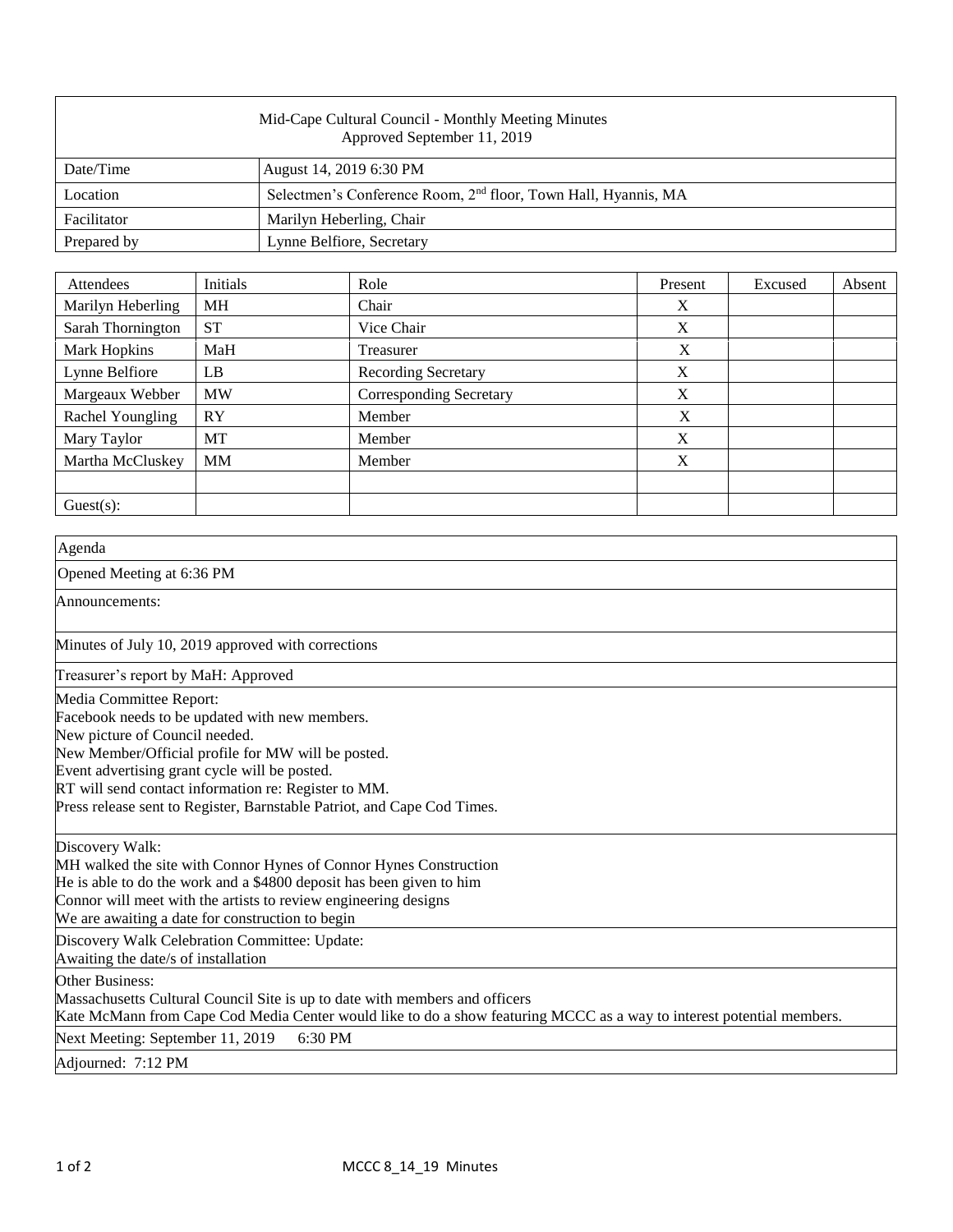| Mid-Cape Cultural Council - Monthly Meeting Minutes<br>Approved September 11, 2019 | |
|---|---|
| Date/Time | August 14, 2019 6:30 PM |
| Location | Selectmen's Conference Room, 2nd floor, Town Hall, Hyannis, MA |
| Facilitator | Marilyn Heberling, Chair |
| Prepared by | Lynne Belfiore, Secretary |

| Attendees | Initials | Role | Present | Excused | Absent |
|---|---|---|---|---|---|
| Marilyn Heberling | MH | Chair | X | | |
| Sarah Thornington | ST | Vice Chair | X | | |
| Mark Hopkins | MaH | Treasurer | X | | |
| Lynne Belfiore | LB | Recording Secretary | X | | |
| Margeaux Webber | MW | Corresponding Secretary | X | | |
| Rachel Youngling | RY | Member | X | | |
| Mary Taylor | MT | Member | X | | |
| Martha McCluskey | MM | Member | X | | |
| | | | | | |
| Guest(s): | | | | | |

Agenda

Opened Meeting at 6:36 PM

Announcements:

Minutes of July 10, 2019 approved with corrections

Treasurer's report by MaH: Approved

Media Committee Report:
Facebook needs to be updated with new members.
New picture of Council needed.
New Member/Official profile for MW will be posted.
Event advertising grant cycle will be posted.
RT will send contact information re: Register to MM.
Press release sent to Register, Barnstable Patriot, and Cape Cod Times.

Discovery Walk:
MH walked the site with Connor Hynes of Connor Hynes Construction
He is able to do the work and a $4800 deposit has been given to him
Connor will meet with the artists to review engineering designs
We are awaiting a date for construction to begin

Discovery Walk Celebration Committee: Update:
Awaiting the date/s of installation

Other Business:
Massachusetts Cultural Council Site is up to date with members and officers
Kate McMann from Cape Cod Media Center would like to do a show featuring MCCC as a way to interest potential members.

Next Meeting: September 11, 2019 6:30 PM

Adjourned: 7:12 PM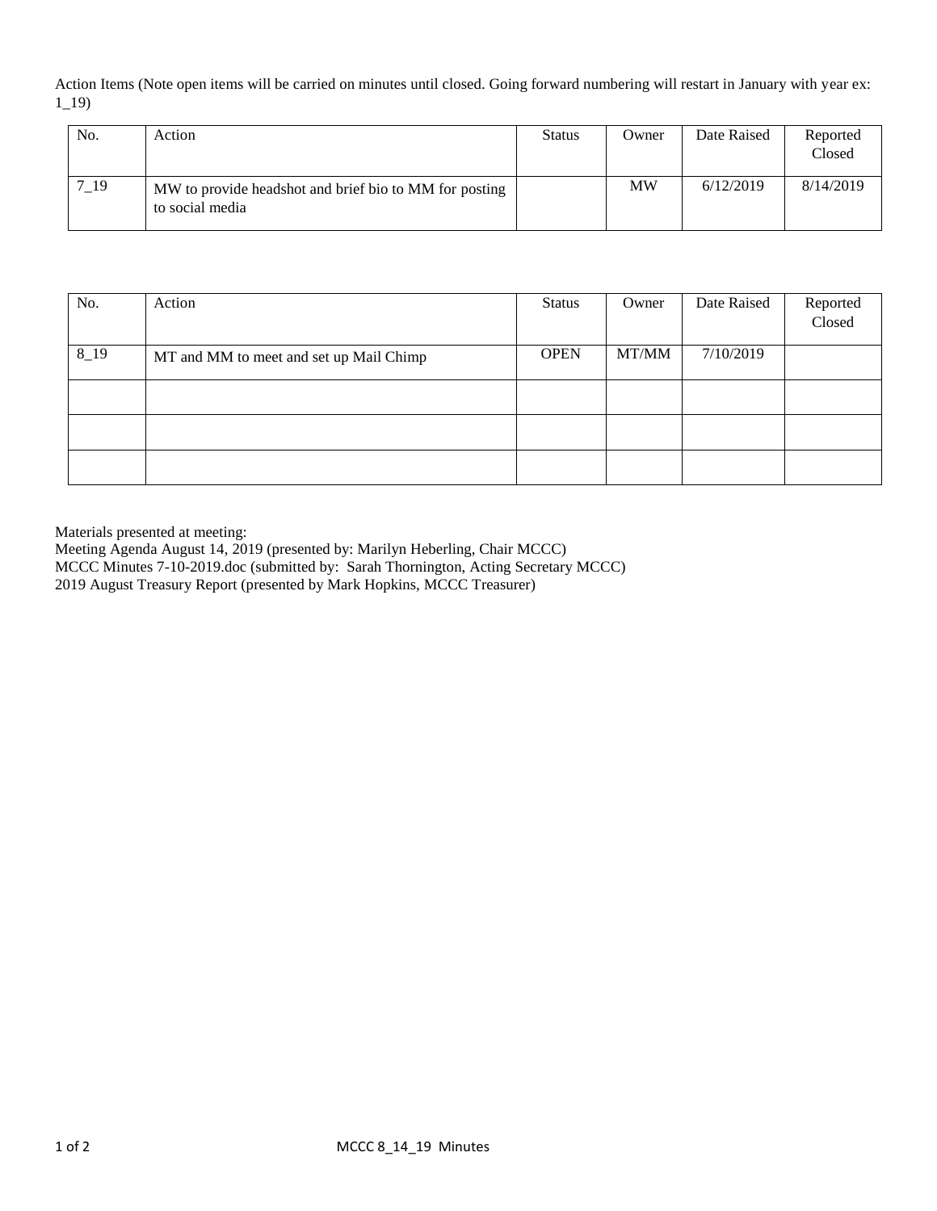Action Items (Note open items will be carried on minutes until closed. Going forward numbering will restart in January with year ex: 1_19)

| No. | Action | Status | Owner | Date Raised | Reported Closed |
|---|---|---|---|---|---|
| 7_19 | MW to provide headshot and brief bio to MM for posting to social media | | MW | 6/12/2019 | 8/14/2019 |

| No. | Action | Status | Owner | Date Raised | Reported Closed |
|---|---|---|---|---|---|
| 8_19 | MT and MM to meet and set up Mail Chimp | OPEN | MT/MM | 7/10/2019 | |
| | | | | | |
| | | | | | |
| | | | | | |

Materials presented at meeting:
Meeting Agenda August 14, 2019 (presented by: Marilyn Heberling, Chair MCCC)
MCCC Minutes 7-10-2019.doc (submitted by: Sarah Thornington, Acting Secretary MCCC)
2019 August Treasury Report (presented by Mark Hopkins, MCCC Treasurer)